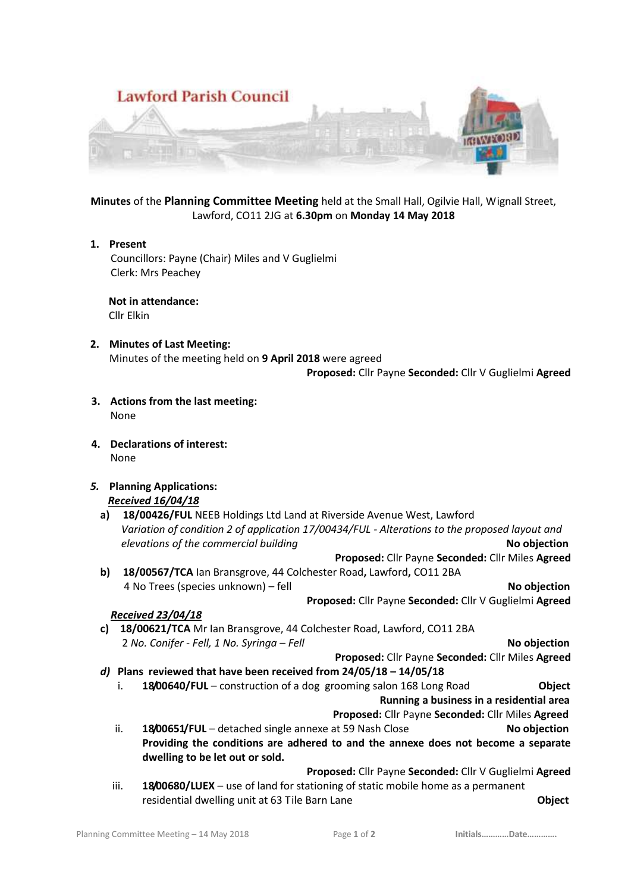# Lawford Parish Council

**Minutes** of the **Planning Committee Meeting** held at the Small Hall, Ogilvie Hall, Wignall Street, Lawford, CO11 2JG at **6.30pm** on **Monday 14 May 2018**

1. **Present**
   Councillors: Payne (Chair) Miles and V Guglielmi
   Clerk: Mrs Peachey

   **Not in attendance:**
   Cllr Elkin

2. **Minutes of Last Meeting:**
   Minutes of the meeting held on **9 April 2018** were agreed
   **Proposed:** Cllr Payne **Seconded:** Cllr V Guglielmi **Agreed**

3. **Actions from the last meeting:**
   None

4. **Declarations of interest:**
   None

5. ***Planning Applications:***
   ***Received 16/04/18***

   **a)** **18/00426/FUL** NEEB Holdings Ltd Land at Riverside Avenue West, Lawford
   *Variation of condition 2 of application 17/00434/FUL - Alterations to the proposed layout and elevations of the commercial building* **No objection**
   **Proposed:** Cllr Payne **Seconded:** Cllr Miles **Agreed**

   **b)** **18/00567/TCA** Ian Bransgrove, 44 Colchester Road**,** Lawford**,** CO11 2BA
   4 No Trees (species unknown) – fell **No objection**
   **Proposed:** Cllr Payne **Seconded:** Cllr V Guglielmi **Agreed**

   ***Received 23/04/18***

   **c)** **18/00621/TCA** Mr Ian Bransgrove, 44 Colchester Road, Lawford, CO11 2BA
   2 *No. Conifer - Fell, 1 No. Syringa – Fell* **No objection**
   **Proposed:** Cllr Payne **Seconded:** Cllr Miles **Agreed**

   ***d)*** **Plans reviewed that have been received from 24/05/18 – 14/05/18**

   i. **18/00640/FUL** – construction of a dog grooming salon 168 Long Road **Object**
   **Running a business in a residential area**
   **Proposed:** Cllr Payne **Seconded:** Cllr Miles **Agreed**

   ii. **18/00651/FUL** – detached single annexe at 59 Nash Close **No objection**
   **Providing the conditions are adhered to and the annexe does not become a separate dwelling to be let out or sold.**
   **Proposed:** Cllr Payne **Seconded:** Cllr V Guglielmi **Agreed**

   iii. **18/00680/LUEX** – use of land for stationing of static mobile home as a permanent residential dwelling unit at 63 Tile Barn Lane **Object**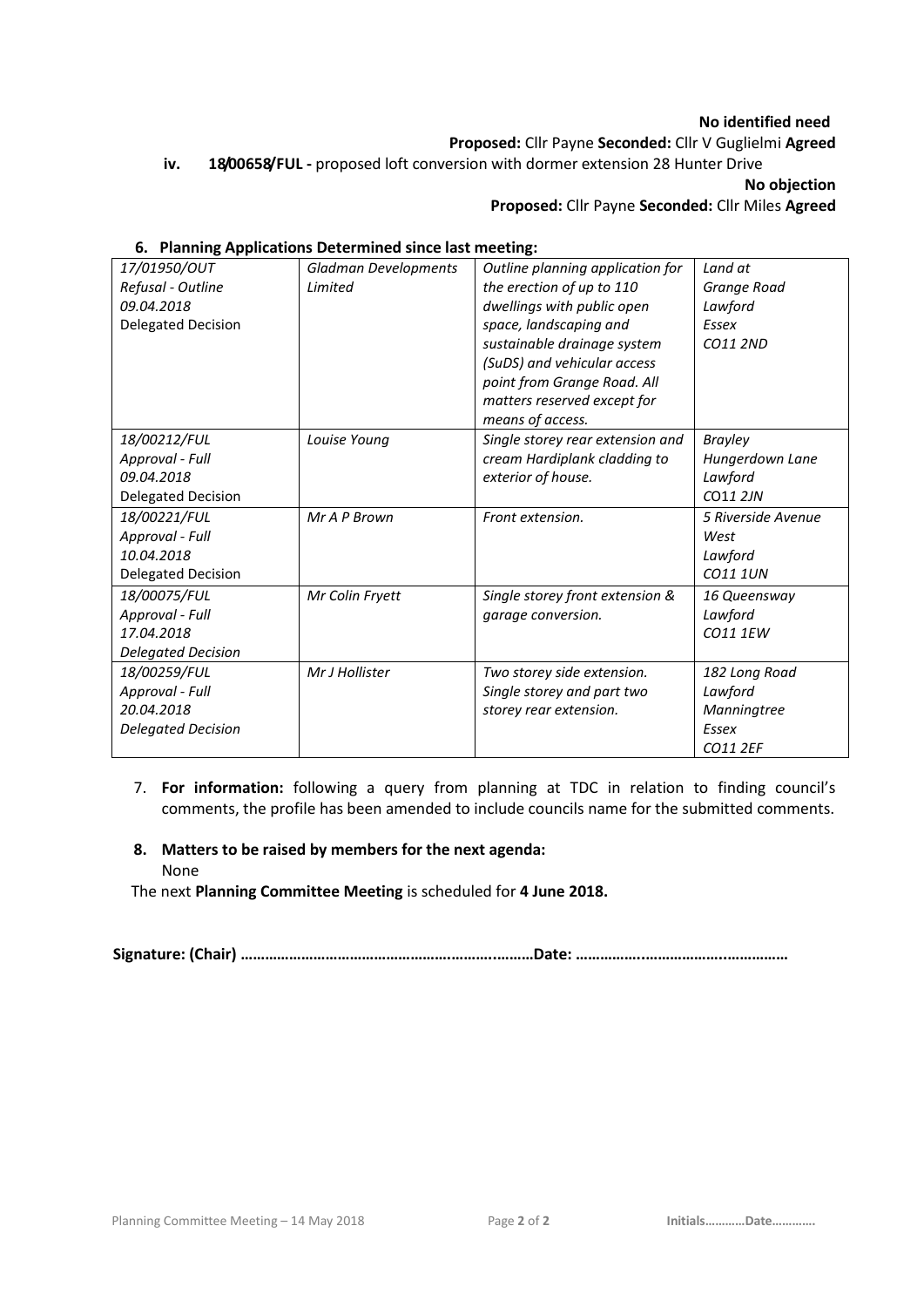**No identified need**

**Proposed:** Cllr Payne **Seconded:** Cllr V Guglielmi **Agreed**

**iv. 18/00658/FUL -** proposed loft conversion with dormer extension 28 Hunter Drive

**No objection**

**Proposed:** Cllr Payne **Seconded:** Cllr Miles **Agreed**

**6. Planning Applications Determined since last meeting:**

| | | | |
|---|---|---|---|
| *17/01950/OUT*<br>*Refusal - Outline*<br>*09.04.2018*<br>Delegated Decision | *Gladman Developments Limited* | *Outline planning application for the erection of up to 110 dwellings with public open space, landscaping and sustainable drainage system (SuDS) and vehicular access point from Grange Road. All matters reserved except for means of access.* | *Land at*<br>*Grange Road*<br>*Lawford*<br>*Essex*<br>*CO11 2ND* |
| *18/00212/FUL*<br>*Approval - Full*<br>*09.04.2018*<br>Delegated Decision | *Louise Young* | *Single storey rear extension and cream Hardiplank cladding to exterior of house.* | *Brayley*<br>*Hungerdown Lane*<br>*Lawford*<br>*CO11 2JN* |
| *18/00221/FUL*<br>*Approval - Full*<br>*10.04.2018*<br>Delegated Decision | *Mr A P Brown* | *Front extension.* | *5 Riverside Avenue West*<br>*Lawford*<br>*CO11 1UN* |
| *18/00075/FUL*<br>*Approval - Full*<br>*17.04.2018*<br>*Delegated Decision* | *Mr Colin Fryett* | *Single storey front extension & garage conversion.* | *16 Queensway*<br>*Lawford*<br>*CO11 1EW* |
| *18/00259/FUL*<br>*Approval - Full*<br>*20.04.2018*<br>*Delegated Decision* | *Mr J Hollister* | *Two storey side extension. Single storey and part two storey rear extension.* | *182 Long Road*<br>*Lawford*<br>*Manningtree*<br>*Essex*<br>*CO11 2EF* |

7. **For information:** following a query from planning at TDC in relation to finding council's comments, the profile has been amended to include councils name for the submitted comments.

**8. Matters to be raised by members for the next agenda:**

None

The next **Planning Committee Meeting** is scheduled for **4 June 2018.**

**Signature: (Chair) ………………………………………………………..………Date: ……………..……………….……………**